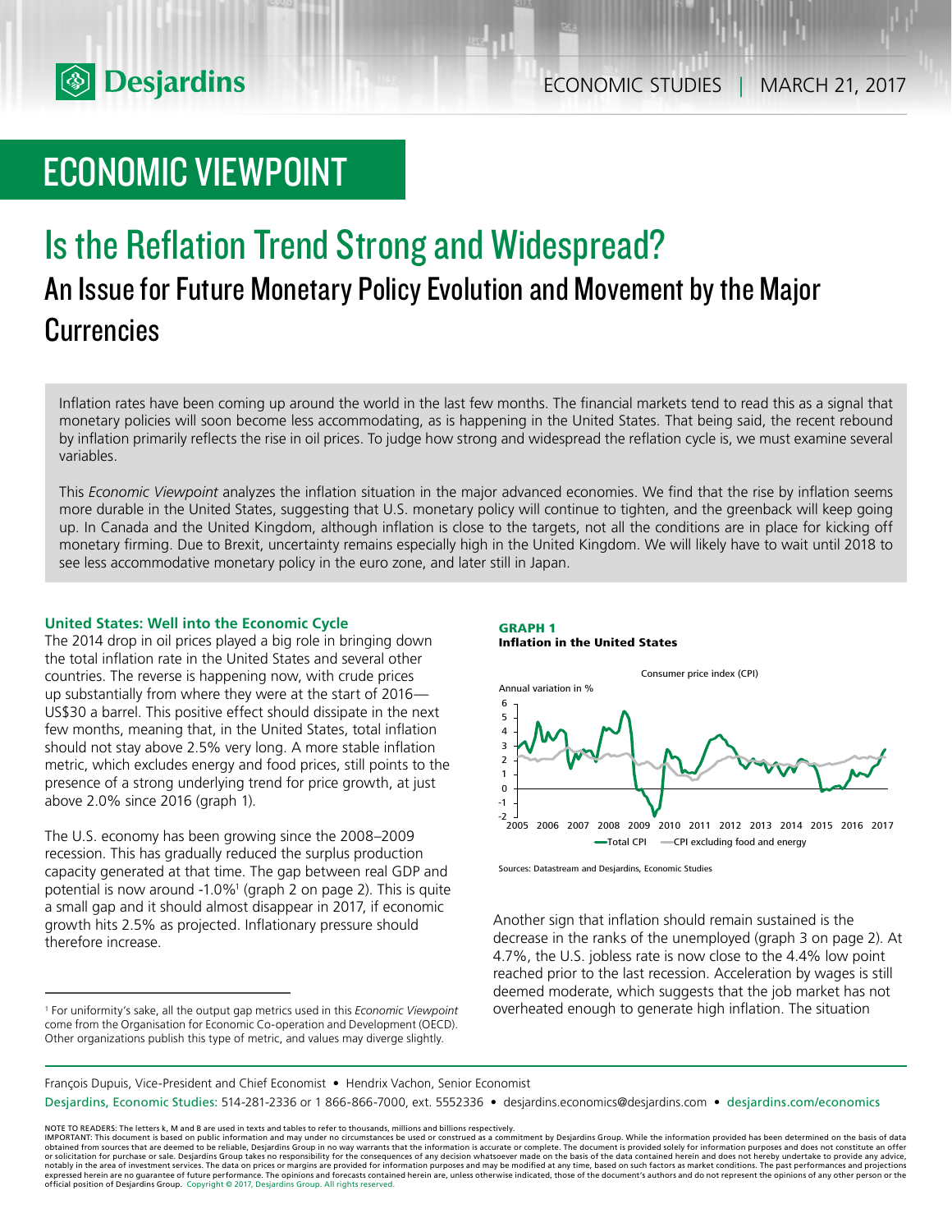# ECONOMIC VIEWPOINT

# Is the Reflation Trend Strong and Widespread?

## An Issue for Future Monetary Policy Evolution and Movement by the Major Currencies

Inflation rates have been coming up around the world in the last few months. The financial markets tend to read this as a signal that monetary policies will soon become less accommodating, as is happening in the United States. That being said, the recent rebound by inflation primarily reflects the rise in oil prices. To judge how strong and widespread the reflation cycle is, we must examine several variables.

This *Economic Viewpoint* analyzes the inflation situation in the major advanced economies. We find that the rise by inflation seems more durable in the United States, suggesting that U.S. monetary policy will continue to tighten, and the greenback will keep going up. In Canada and the United Kingdom, although inflation is close to the targets, not all the conditions are in place for kicking off monetary firming. Due to Brexit, uncertainty remains especially high in the United Kingdom. We will likely have to wait until 2018 to see less accommodative monetary policy in the euro zone, and later still in Japan.

### United States: Well into the Economic Cycle

The 2014 drop in oil prices played a big role in bringing down the total inflation rate in the United States and several other countries. The reverse is happening now, with crude prices up substantially from where they were at the start of 2016—US$30 a barrel. This positive effect should dissipate in the next few months, meaning that, in the United States, total inflation should not stay above 2.5% very long. A more stable inflation metric, which excludes energy and food prices, still points to the presence of a strong underlying trend for price growth, at just above 2.0% since 2016 (graph 1).

The U.S. economy has been growing since the 2008–2009 recession. This has gradually reduced the surplus production capacity generated at that time. The gap between real GDP and potential is now around -1.0%[1] (graph 2 on page 2). This is quite a small gap and it should almost disappear in 2017, if economic growth hits 2.5% as projected. Inflationary pressure should therefore increase.

**GRAPH 1**
**Inflation in the United States**

Consumer price index (CPI)

Annual variation in %

Total CPI — CPI excluding food and energy

Sources: Datastream and Desjardins, Economic Studies

Another sign that inflation should remain sustained is the decrease in the ranks of the unemployed (graph 3 on page 2). At 4.7%, the U.S. jobless rate is now close to the 4.4% low point reached prior to the last recession. Acceleration by wages is still deemed moderate, which suggests that the job market has not overheated enough to generate high inflation. The situation

[1] For uniformity's sake, all the output gap metrics used in this *Economic Viewpoint* come from the Organisation for Economic Co-operation and Development (OECD). Other organizations publish this type of metric, and values may diverge slightly.

François Dupuis, Vice-President and Chief Economist • Hendrix Vachon, Senior Economist

Desjardins, Economic Studies: 514-281-2336 or 1 866-866-7000, ext. 5552336 • desjardins.economics@desjardins.com • desjardins.com/economics

NOTE TO READERS: The letters k, M and B are used in texts and tables to refer to thousands, millions and billions respectively.
IMPORTANT: This document is based on public information and may under no circumstances be used or construed as a commitment by Desjardins Group. While the information provided has been determined on the basis of data obtained from sources that are deemed to be reliable, Desjardins Group in no way warrants that the information is accurate or complete. The document is provided solely for information purposes and does not constitute an offer or solicitation for purchase or sale. Desjardins Group takes no responsibility for the consequences of any decision whatsoever made on the basis of the data contained herein and does not hereby undertake to provide any advice, notably in the area of investment services. The data on prices or margins are provided for information purposes and may be modified at any time, based on such factors as market conditions. The past performances and projections expressed herein are no guarantee of future performance. The opinions and forecasts contained herein are, unless otherwise indicated, those of the document's authors and do not represent the opinions of any other person or the official position of Desjardins Group. Copyright © 2017, Desjardins Group. All rights reserved.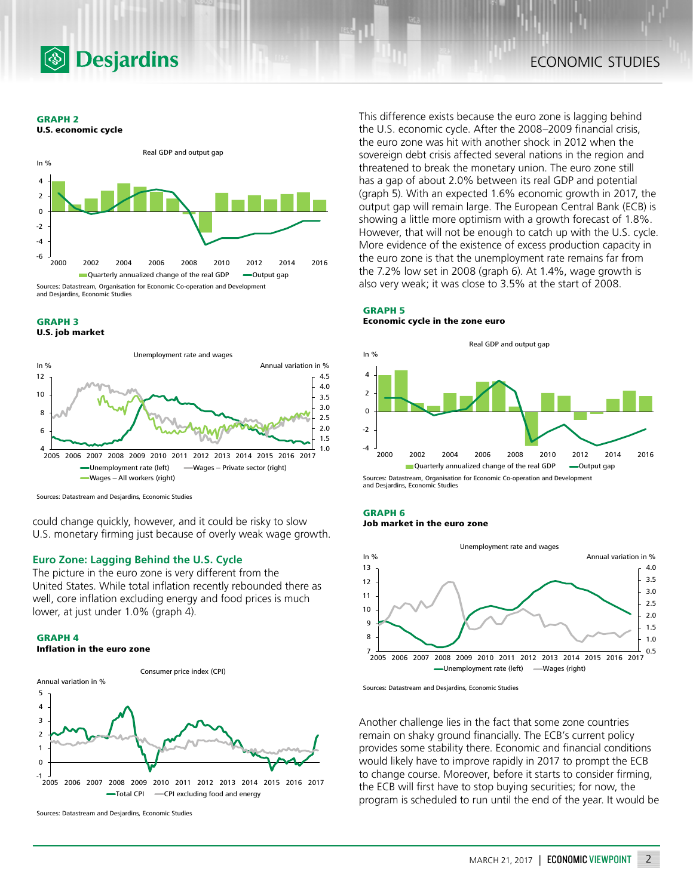**GRAPH 2**
**U.S. economic cycle**

Real GDP and output gap

Sources: Datastream, Organisation for Economic Co-operation and Development and Desjardins, Economic Studies

**GRAPH 3**
**U.S. job market**

Unemployment rate and wages

Sources: Datastream and Desjardins, Economic Studies

could change quickly, however, and it could be risky to slow U.S. monetary firming just because of overly weak wage growth.

## Euro Zone: Lagging Behind the U.S. Cycle

The picture in the euro zone is very different from the United States. While total inflation recently rebounded there as well, core inflation excluding energy and food prices is much lower, at just under 1.0% (graph 4).

**GRAPH 4**
**Inflation in the euro zone**

Consumer price index (CPI)

Sources: Datastream and Desjardins, Economic Studies

This difference exists because the euro zone is lagging behind the U.S. economic cycle. After the 2008–2009 financial crisis, the euro zone was hit with another shock in 2012 when the sovereign debt crisis affected several nations in the region and threatened to break the monetary union. The euro zone still has a gap of about 2.0% between its real GDP and potential (graph 5). With an expected 1.6% economic growth in 2017, the output gap will remain large. The European Central Bank (ECB) is showing a little more optimism with a growth forecast of 1.8%. However, that will not be enough to catch up with the U.S. cycle. More evidence of the existence of excess production capacity in the euro zone is that the unemployment rate remains far from the 7.2% low set in 2008 (graph 6). At 1.4%, wage growth is also very weak; it was close to 3.5% at the start of 2008.

**GRAPH 5**
**Economic cycle in the zone euro**

Real GDP and output gap

Sources: Datastream, Organisation for Economic Co-operation and Development and Desjardins, Economic Studies

**GRAPH 6**
**Job market in the euro zone**

Unemployment rate and wages

Sources: Datastream and Desjardins, Economic Studies

Another challenge lies in the fact that some zone countries remain on shaky ground financially. The ECB's current policy provides some stability there. Economic and financial conditions would likely have to improve rapidly in 2017 to prompt the ECB to change course. Moreover, before it starts to consider firming, the ECB will first have to stop buying securities; for now, the program is scheduled to run until the end of the year. It would be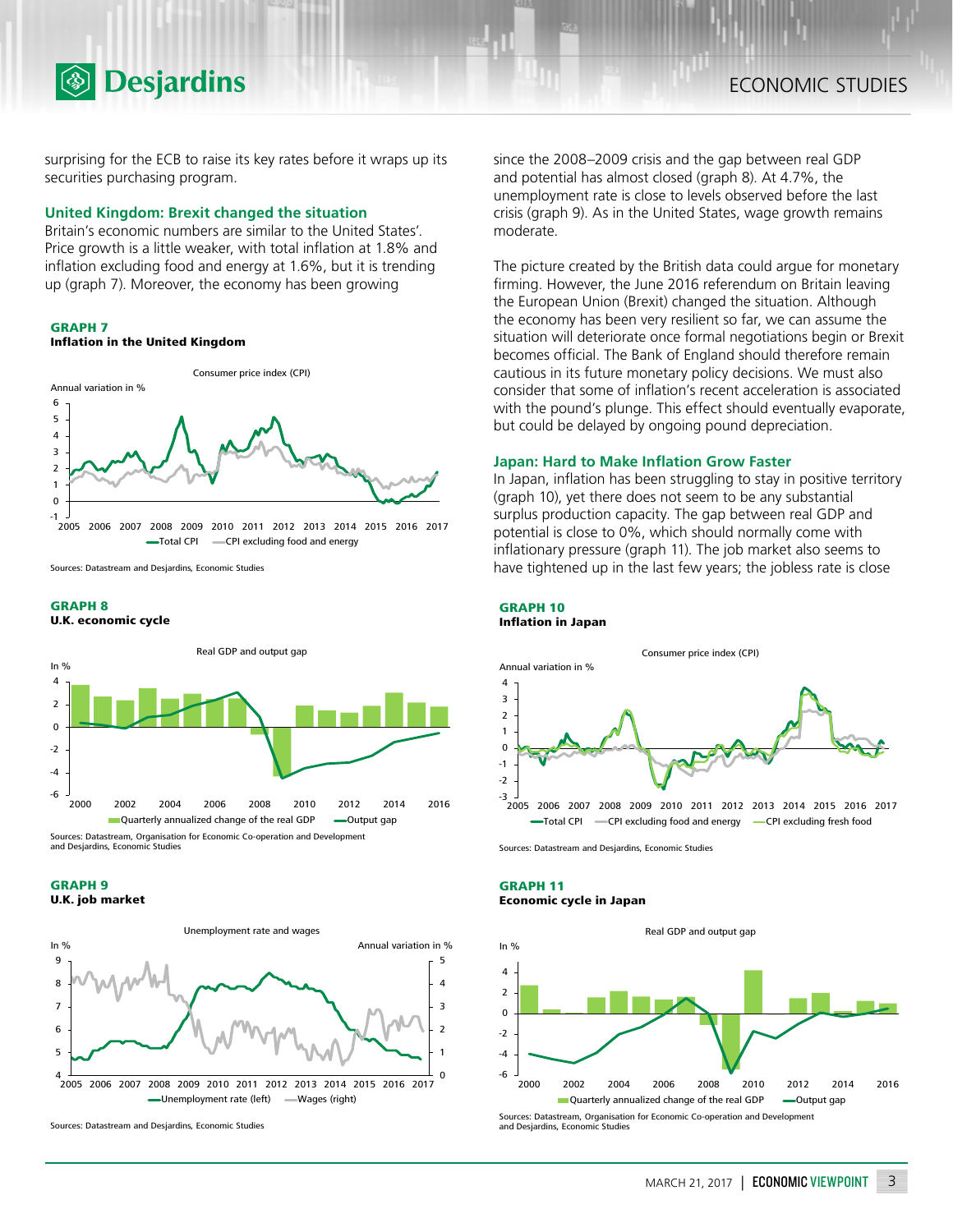surprising for the ECB to raise its key rates before it wraps up its securities purchasing program.

### United Kingdom: Brexit changed the situation

Britain's economic numbers are similar to the United States'. Price growth is a little weaker, with total inflation at 1.8% and inflation excluding food and energy at 1.6%, but it is trending up (graph 7). Moreover, the economy has been growing since the 2008–2009 crisis and the gap between real GDP and potential has almost closed (graph 8). At 4.7%, the unemployment rate is close to levels observed before the last crisis (graph 9). As in the United States, wage growth remains moderate.

**GRAPH 7**
**Inflation in the United Kingdom**

Sources: Datastream and Desjardins, Economic Studies

**GRAPH 8**
**U.K. economic cycle**

Sources: Datastream, Organisation for Economic Co-operation and Development and Desjardins, Economic Studies

**GRAPH 9**
**U.K. job market**

Sources: Datastream and Desjardins, Economic Studies

The picture created by the British data could argue for monetary firming. However, the June 2016 referendum on Britain leaving the European Union (Brexit) changed the situation. Although the economy has been very resilient so far, we can assume the situation will deteriorate once formal negotiations begin or Brexit becomes official. The Bank of England should therefore remain cautious in its future monetary policy decisions. We must also consider that some of inflation's recent acceleration is associated with the pound's plunge. This effect should eventually evaporate, but could be delayed by ongoing pound depreciation.

### Japan: Hard to Make Inflation Grow Faster

In Japan, inflation has been struggling to stay in positive territory (graph 10), yet there does not seem to be any substantial surplus production capacity. The gap between real GDP and potential is close to 0%, which should normally come with inflationary pressure (graph 11). The job market also seems to have tightened up in the last few years; the jobless rate is close

**GRAPH 10**
**Inflation in Japan**

Sources: Datastream and Desjardins, Economic Studies

**GRAPH 11**
**Economic cycle in Japan**

Sources: Datastream, Organisation for Economic Co-operation and Development and Desjardins, Economic Studies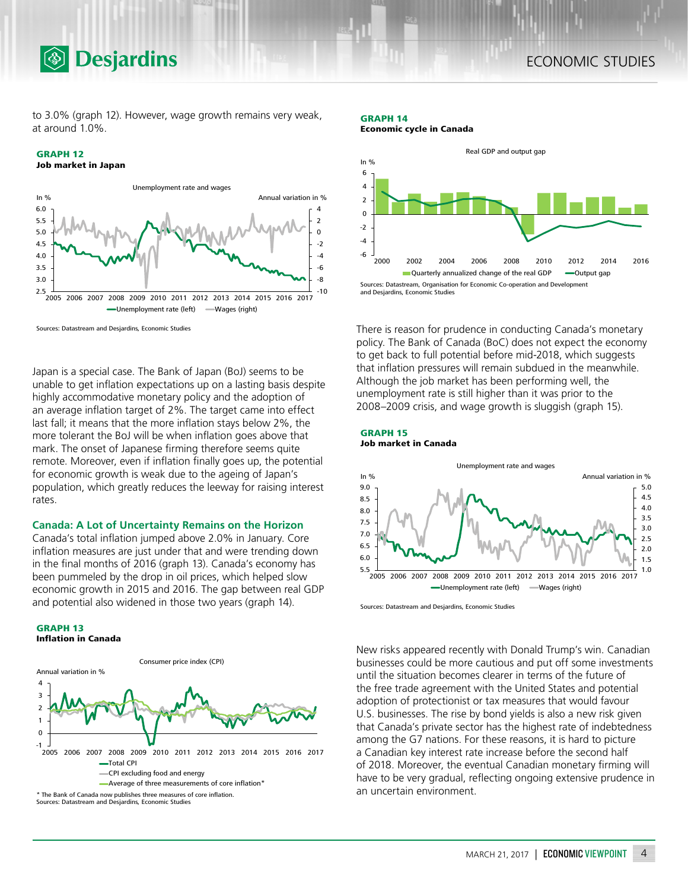to 3.0% (graph 12). However, wage growth remains very weak, at around 1.0%.

**GRAPH 12**
**Job market in Japan**

Sources: Datastream and Desjardins, Economic Studies

Japan is a special case. The Bank of Japan (BoJ) seems to be unable to get inflation expectations up on a lasting basis despite highly accommodative monetary policy and the adoption of an average inflation target of 2%. The target came into effect last fall; it means that the more inflation stays below 2%, the more tolerant the BoJ will be when inflation goes above that mark. The onset of Japanese firming therefore seems quite remote. Moreover, even if inflation finally goes up, the potential for economic growth is weak due to the ageing of Japan's population, which greatly reduces the leeway for raising interest rates.

### Canada: A Lot of Uncertainty Remains on the Horizon

Canada's total inflation jumped above 2.0% in January. Core inflation measures are just under that and were trending down in the final months of 2016 (graph 13). Canada's economy has been pummeled by the drop in oil prices, which helped slow economic growth in 2015 and 2016. The gap between real GDP and potential also widened in those two years (graph 14).

**GRAPH 13**
**Inflation in Canada**

\* The Bank of Canada now publishes three measures of core inflation.
Sources: Datastream and Desjardins, Economic Studies

**GRAPH 14**
**Economic cycle in Canada**

Sources: Datastream, Organisation for Economic Co-operation and Development and Desjardins, Economic Studies

There is reason for prudence in conducting Canada's monetary policy. The Bank of Canada (BoC) does not expect the economy to get back to full potential before mid-2018, which suggests that inflation pressures will remain subdued in the meanwhile. Although the job market has been performing well, the unemployment rate is still higher than it was prior to the 2008–2009 crisis, and wage growth is sluggish (graph 15).

**GRAPH 15**
**Job market in Canada**

Sources: Datastream and Desjardins, Economic Studies

New risks appeared recently with Donald Trump's win. Canadian businesses could be more cautious and put off some investments until the situation becomes clearer in terms of the future of the free trade agreement with the United States and potential adoption of protectionist or tax measures that would favour U.S. businesses. The rise by bond yields is also a new risk given that Canada's private sector has the highest rate of indebtedness among the G7 nations. For these reasons, it is hard to picture a Canadian key interest rate increase before the second half of 2018. Moreover, the eventual Canadian monetary firming will have to be very gradual, reflecting ongoing extensive prudence in an uncertain environment.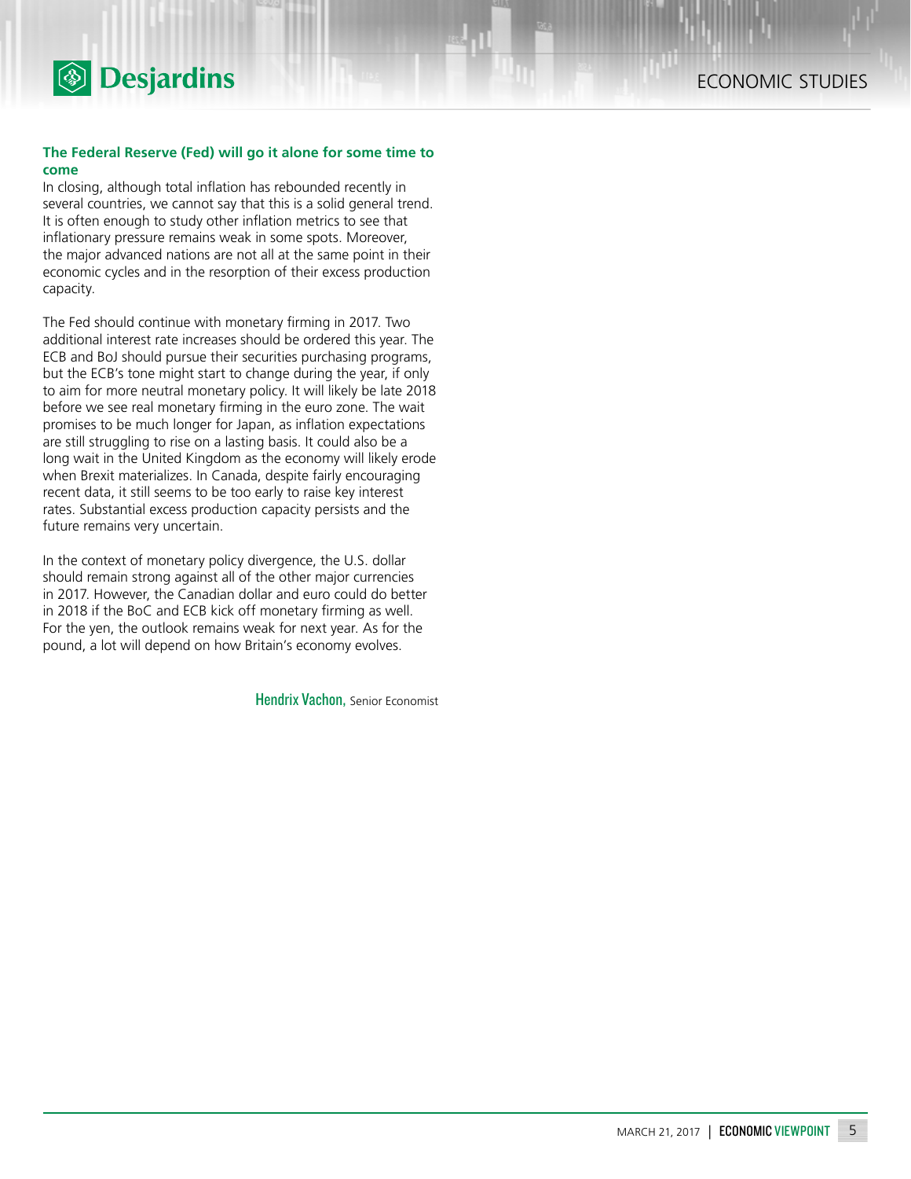### The Federal Reserve (Fed) will go it alone for some time to come

In closing, although total inflation has rebounded recently in several countries, we cannot say that this is a solid general trend. It is often enough to study other inflation metrics to see that inflationary pressure remains weak in some spots. Moreover, the major advanced nations are not all at the same point in their economic cycles and in the resorption of their excess production capacity.

The Fed should continue with monetary firming in 2017. Two additional interest rate increases should be ordered this year. The ECB and BoJ should pursue their securities purchasing programs, but the ECB's tone might start to change during the year, if only to aim for more neutral monetary policy. It will likely be late 2018 before we see real monetary firming in the euro zone. The wait promises to be much longer for Japan, as inflation expectations are still struggling to rise on a lasting basis. It could also be a long wait in the United Kingdom as the economy will likely erode when Brexit materializes. In Canada, despite fairly encouraging recent data, it still seems to be too early to raise key interest rates. Substantial excess production capacity persists and the future remains very uncertain.

In the context of monetary policy divergence, the U.S. dollar should remain strong against all of the other major currencies in 2017. However, the Canadian dollar and euro could do better in 2018 if the BoC and ECB kick off monetary firming as well. For the yen, the outlook remains weak for next year. As for the pound, a lot will depend on how Britain's economy evolves.

**Hendrix Vachon,** Senior Economist